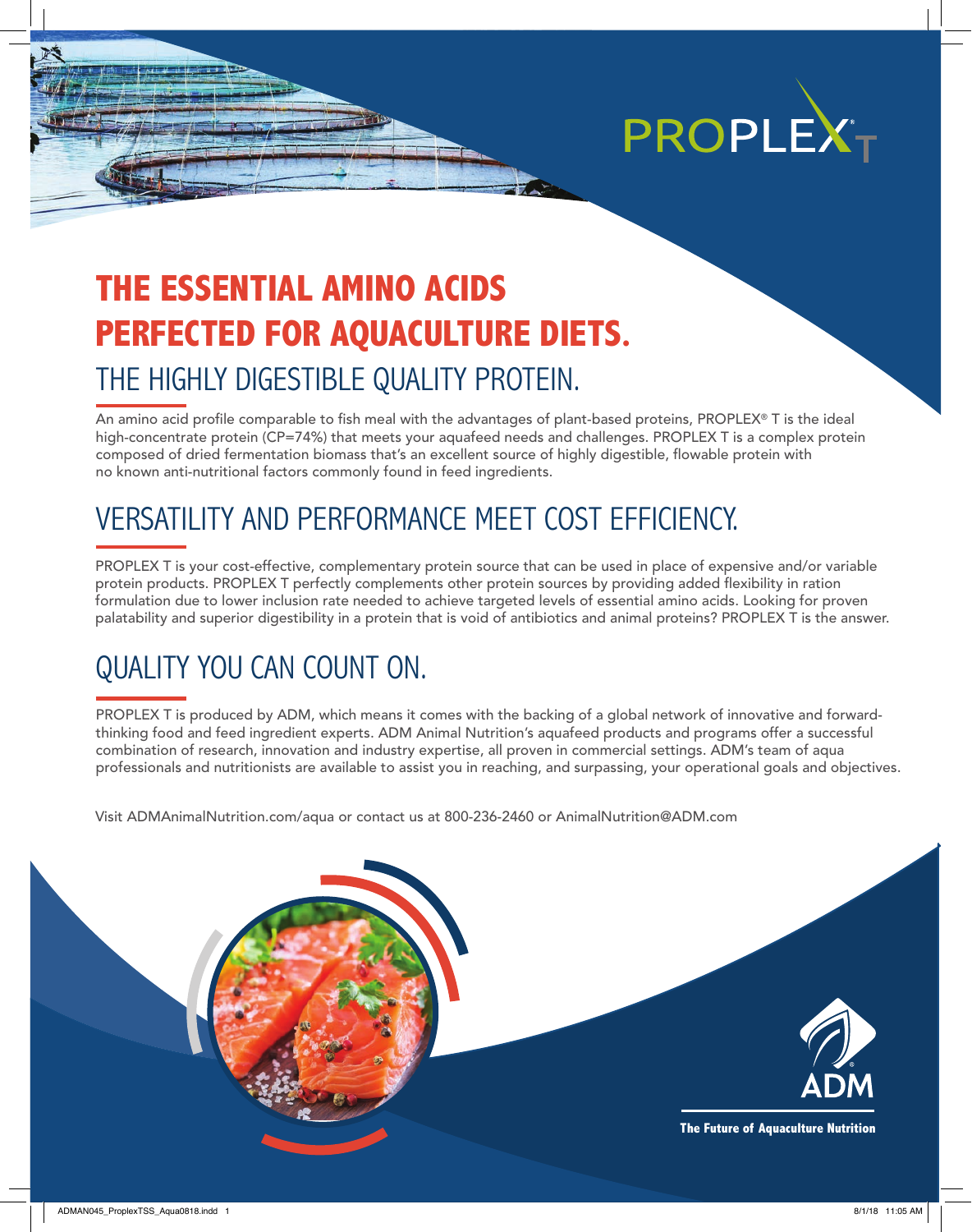PROPLEX T

# THE ESSENTIAL AMINO ACIDS PERFECTED FOR AQUACULTURE DIETS.

## THE HIGHLY DIGESTIBLE QUALITY PROTEIN.

An amino acid profile comparable to fish meal with the advantages of plant-based proteins, PROPLEX® T is the ideal high-concentrate protein (CP=74%) that meets your aquafeed needs and challenges. PROPLEX T is a complex protein composed of dried fermentation biomass that's an excellent source of highly digestible, flowable protein with no known anti-nutritional factors commonly found in feed ingredients.

## VERSATILITY AND PERFORMANCE MEET COST EFFICIENCY.

PROPLEX T is your cost-effective, complementary protein source that can be used in place of expensive and/or variable protein products. PROPLEX T perfectly complements other protein sources by providing added flexibility in ration formulation due to lower inclusion rate needed to achieve targeted levels of essential amino acids. Looking for proven palatability and superior digestibility in a protein that is void of antibiotics and animal proteins? PROPLEX T is the answer.

## QUALITY YOU CAN COUNT ON.

PROPLEX T is produced by ADM, which means it comes with the backing of a global network of innovative and forward-thinking food and feed ingredient experts. ADM Animal Nutrition's aquafeed products and programs offer a successful combination of research, innovation and industry expertise, all proven in commercial settings. ADM's team of aqua professionals and nutritionists are available to assist you in reaching, and surpassing, your operational goals and objectives.

Visit ADMAnimalNutrition.com/aqua or contact us at 800-236-2460 or AnimalNutrition@ADM.com

ADM

**The Future of Aquaculture Nutrition**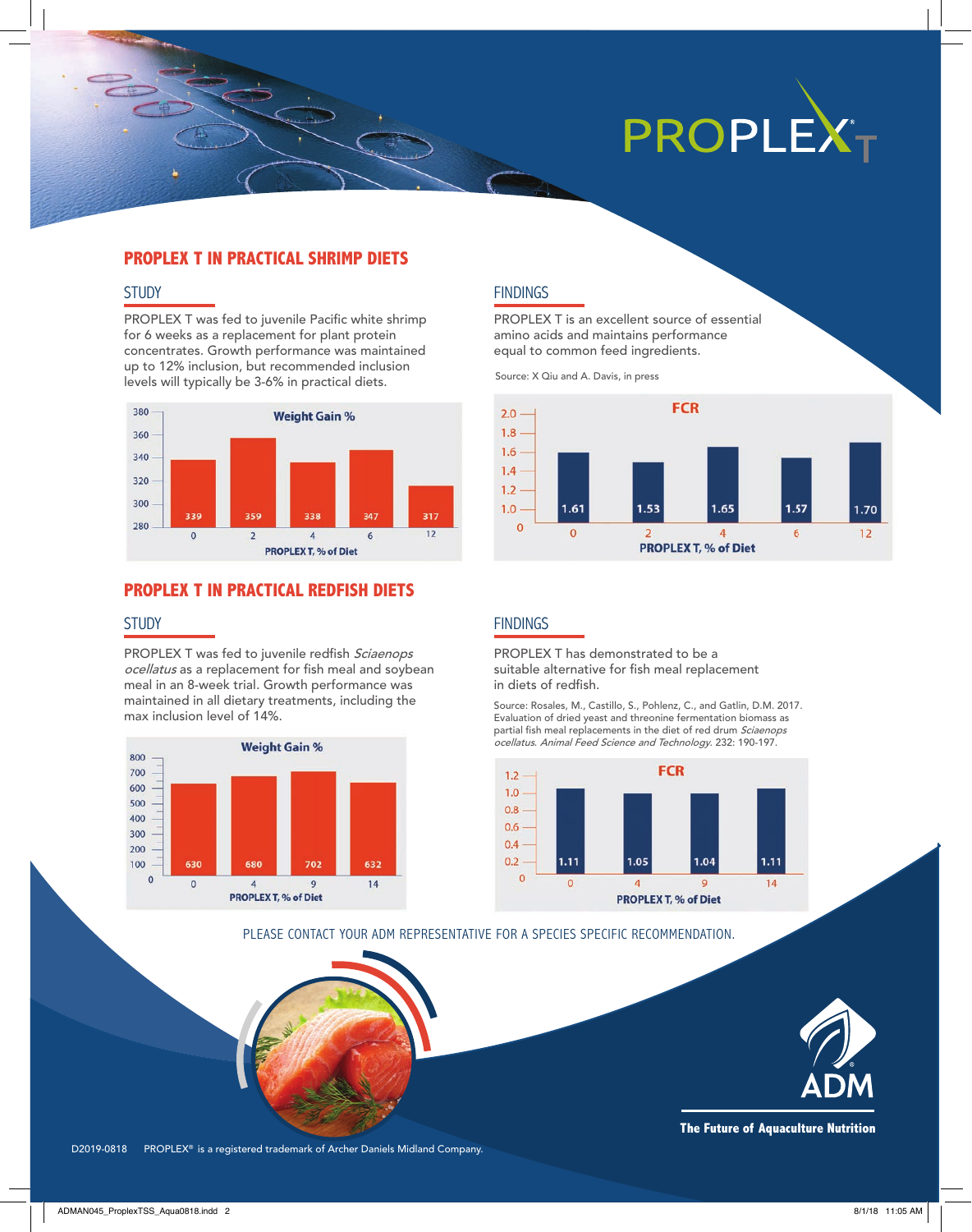PROPLEX T

## PROPLEX T IN PRACTICAL SHRIMP DIETS

### STUDY

PROPLEX T was fed to juvenile Pacific white shrimp for 6 weeks as a replacement for plant protein concentrates. Growth performance was maintained up to 12% inclusion, but recommended inclusion levels will typically be 3-6% in practical diets.

Weight Gain %

380
360
340
320
300
280

339 359 338 347 317

0 2 4 6 12

PROPLEX T, % of Diet

### FINDINGS

PROPLEX T is an excellent source of essential amino acids and maintains performance equal to common feed ingredients.

Source: X Qiu and A. Davis, in press

FCR

2.0
1.8
1.6
1.4
1.2
1.0
0

1.61 1.53 1.65 1.57 1.70

0 2 4 6 12

PROPLEX T, % of Diet

## PROPLEX T IN PRACTICAL REDFISH DIETS

### STUDY

PROPLEX T was fed to juvenile redfish *Sciaenops ocellatus* as a replacement for fish meal and soybean meal in an 8-week trial. Growth performance was maintained in all dietary treatments, including the max inclusion level of 14%.

Weight Gain %

800
700
600
500
400
300
200
100
0

630 680 702 632

0 4 9 14

PROPLEX T, % of Diet

### FINDINGS

PROPLEX T has demonstrated to be a suitable alternative for fish meal replacement in diets of redfish.

Source: Rosales, M., Castillo, S., Pohlenz, C., and Gatlin, D.M. 2017. Evaluation of dried yeast and threonine fermentation biomass as partial fish meal replacements in the diet of red drum *Sciaenops ocellatus*. *Animal Feed Science and Technology*. 232: 190-197.

FCR

1.2
1.0
0.8
0.6
0.4
0.2
0

1.11 1.05 1.04 1.11

0 4 9 14

PROPLEX T, % of Diet

PLEASE CONTACT YOUR ADM REPRESENTATIVE FOR A SPECIES SPECIFIC RECOMMENDATION.

ADM

**The Future of Aquaculture Nutrition**

D2019-0818 PROPLEX® is a registered trademark of Archer Daniels Midland Company.